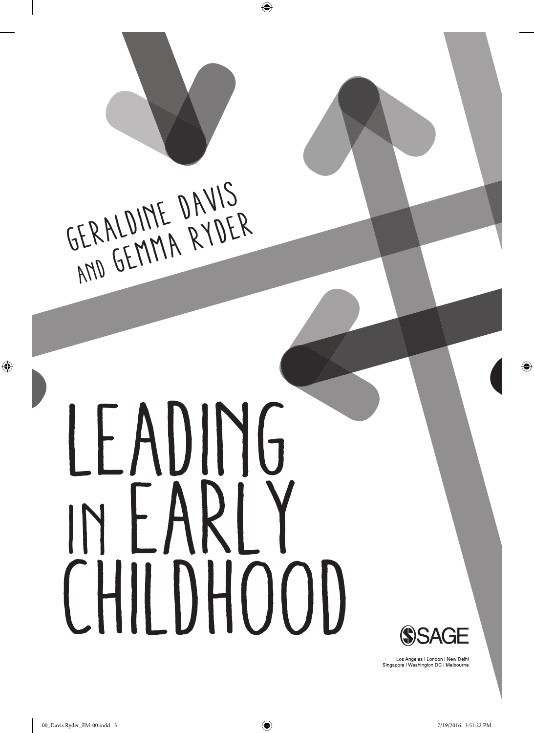GERALDINE DAVIS
AND GEMMA RYDER

# LEADING IN EARLY CHILDHOOD

SAGE

Los Angeles | London | New Delhi
Singapore | Washington DC | Melbourne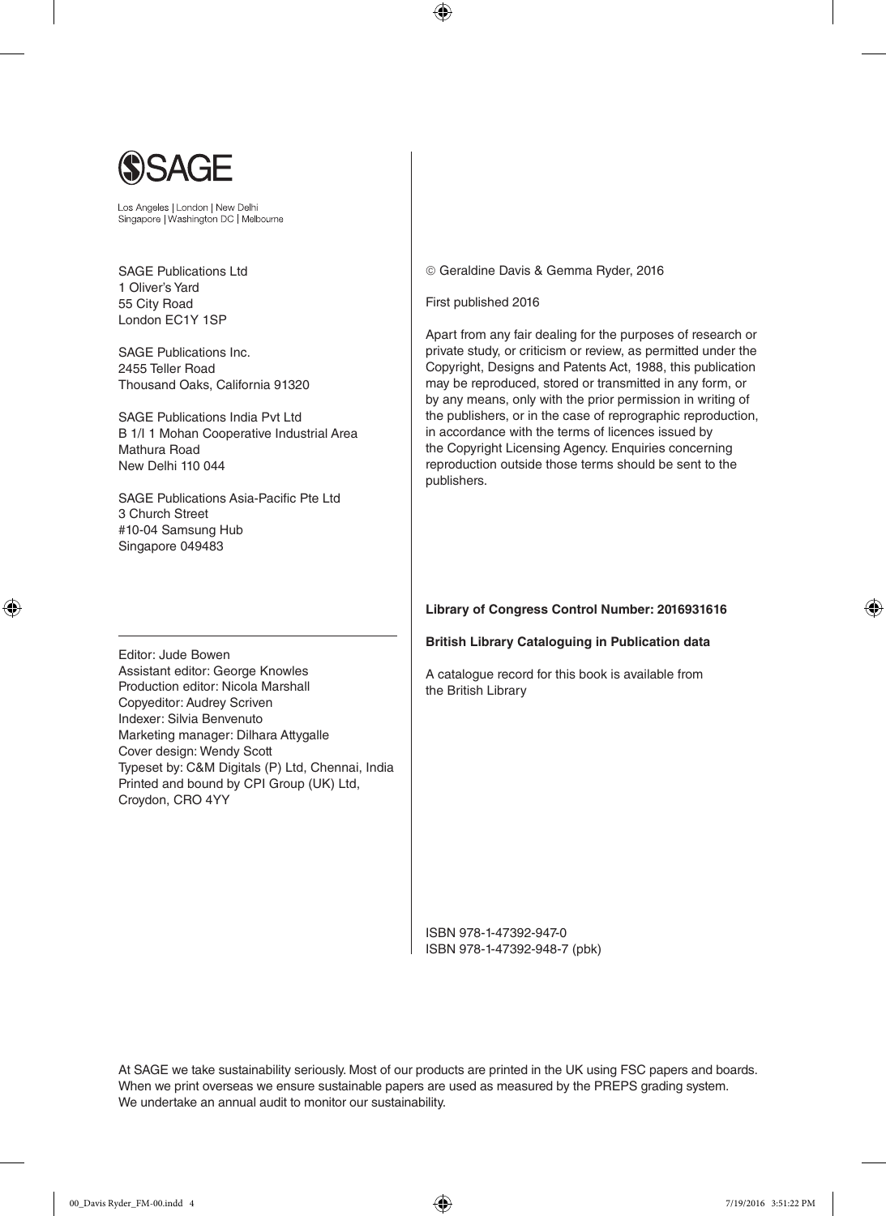SAGE

Los Angeles | London | New Delhi
Singapore | Washington DC | Melbourne

SAGE Publications Ltd
1 Oliver's Yard
55 City Road
London EC1Y 1SP

SAGE Publications Inc.
2455 Teller Road
Thousand Oaks, California 91320

SAGE Publications India Pvt Ltd
B 1/I 1 Mohan Cooperative Industrial Area
Mathura Road
New Delhi 110 044

SAGE Publications Asia-Pacific Pte Ltd
3 Church Street
#10-04 Samsung Hub
Singapore 049483

Editor: Jude Bowen
Assistant editor: George Knowles
Production editor: Nicola Marshall
Copyeditor: Audrey Scriven
Indexer: Silvia Benvenuto
Marketing manager: Dilhara Attygalle
Cover design: Wendy Scott
Typeset by: C&M Digitals (P) Ltd, Chennai, India
Printed and bound by CPI Group (UK) Ltd, Croydon, CRO 4YY

© Geraldine Davis & Gemma Ryder, 2016

First published 2016

Apart from any fair dealing for the purposes of research or private study, or criticism or review, as permitted under the Copyright, Designs and Patents Act, 1988, this publication may be reproduced, stored or transmitted in any form, or by any means, only with the prior permission in writing of the publishers, or in the case of reprographic reproduction, in accordance with the terms of licences issued by the Copyright Licensing Agency. Enquiries concerning reproduction outside those terms should be sent to the publishers.

**Library of Congress Control Number: 2016931616**

**British Library Cataloguing in Publication data**

A catalogue record for this book is available from the British Library

ISBN 978-1-47392-947-0
ISBN 978-1-47392-948-7 (pbk)

At SAGE we take sustainability seriously. Most of our products are printed in the UK using FSC papers and boards. When we print overseas we ensure sustainable papers are used as measured by the PREPS grading system. We undertake an annual audit to monitor our sustainability.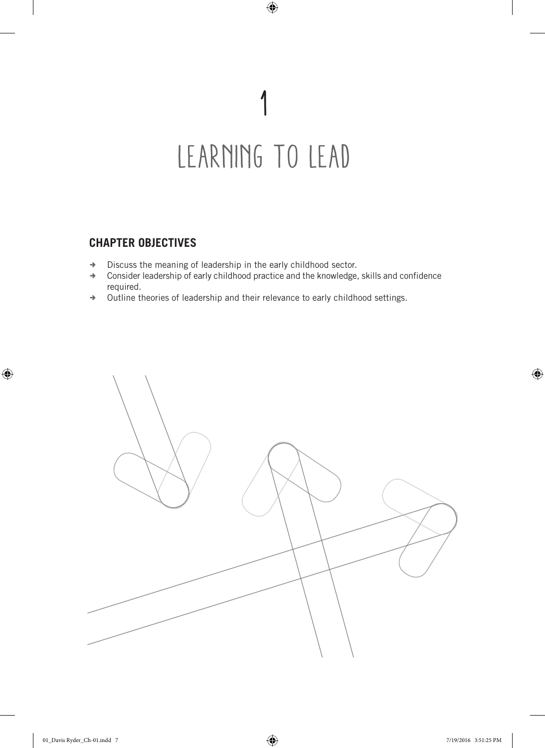# 1

# LEARNING TO LEAD

## CHAPTER OBJECTIVES

- Discuss the meaning of leadership in the early childhood sector.
- Consider leadership of early childhood practice and the knowledge, skills and confidence required.
- Outline theories of leadership and their relevance to early childhood settings.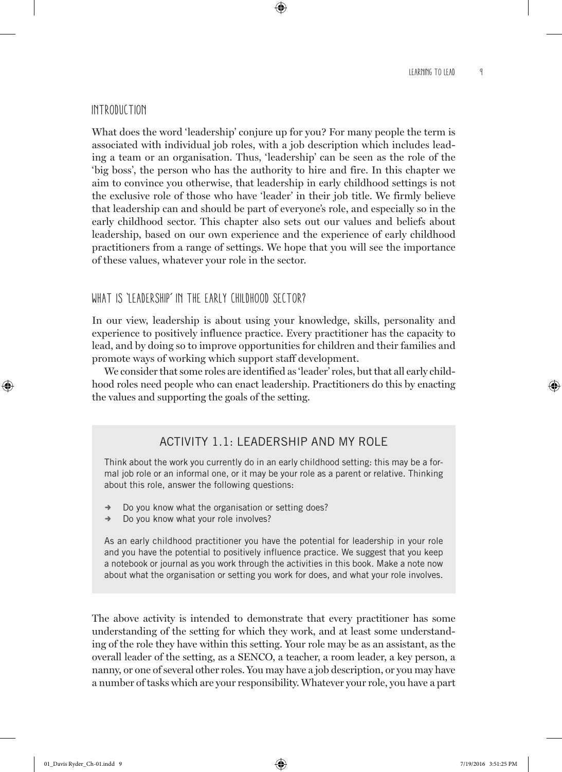## Introduction

What does the word 'leadership' conjure up for you? For many people the term is associated with individual job roles, with a job description which includes leading a team or an organisation. Thus, 'leadership' can be seen as the role of the 'big boss', the person who has the authority to hire and fire. In this chapter we aim to convince you otherwise, that leadership in early childhood settings is not the exclusive role of those who have 'leader' in their job title. We firmly believe that leadership can and should be part of everyone's role, and especially so in the early childhood sector. This chapter also sets out our values and beliefs about leadership, based on our own experience and the experience of early childhood practitioners from a range of settings. We hope that you will see the importance of these values, whatever your role in the sector.

## What is 'leadership' in the early childhood sector?

In our view, leadership is about using your knowledge, skills, personality and experience to positively influence practice. Every practitioner has the capacity to lead, and by doing so to improve opportunities for children and their families and promote ways of working which support staff development.

We consider that some roles are identified as 'leader' roles, but that all early childhood roles need people who can enact leadership. Practitioners do this by enacting the values and supporting the goals of the setting.

### Activity 1.1: Leadership and my role

Think about the work you currently do in an early childhood setting: this may be a formal job role or an informal one, or it may be your role as a parent or relative. Thinking about this role, answer the following questions:

- Do you know what the organisation or setting does?
- Do you know what your role involves?

As an early childhood practitioner you have the potential for leadership in your role and you have the potential to positively influence practice. We suggest that you keep a notebook or journal as you work through the activities in this book. Make a note now about what the organisation or setting you work for does, and what your role involves.

The above activity is intended to demonstrate that every practitioner has some understanding of the setting for which they work, and at least some understanding of the role they have within this setting. Your role may be as an assistant, as the overall leader of the setting, as a SENCO, a teacher, a room leader, a key person, a nanny, or one of several other roles. You may have a job description, or you may have a number of tasks which are your responsibility. Whatever your role, you have a part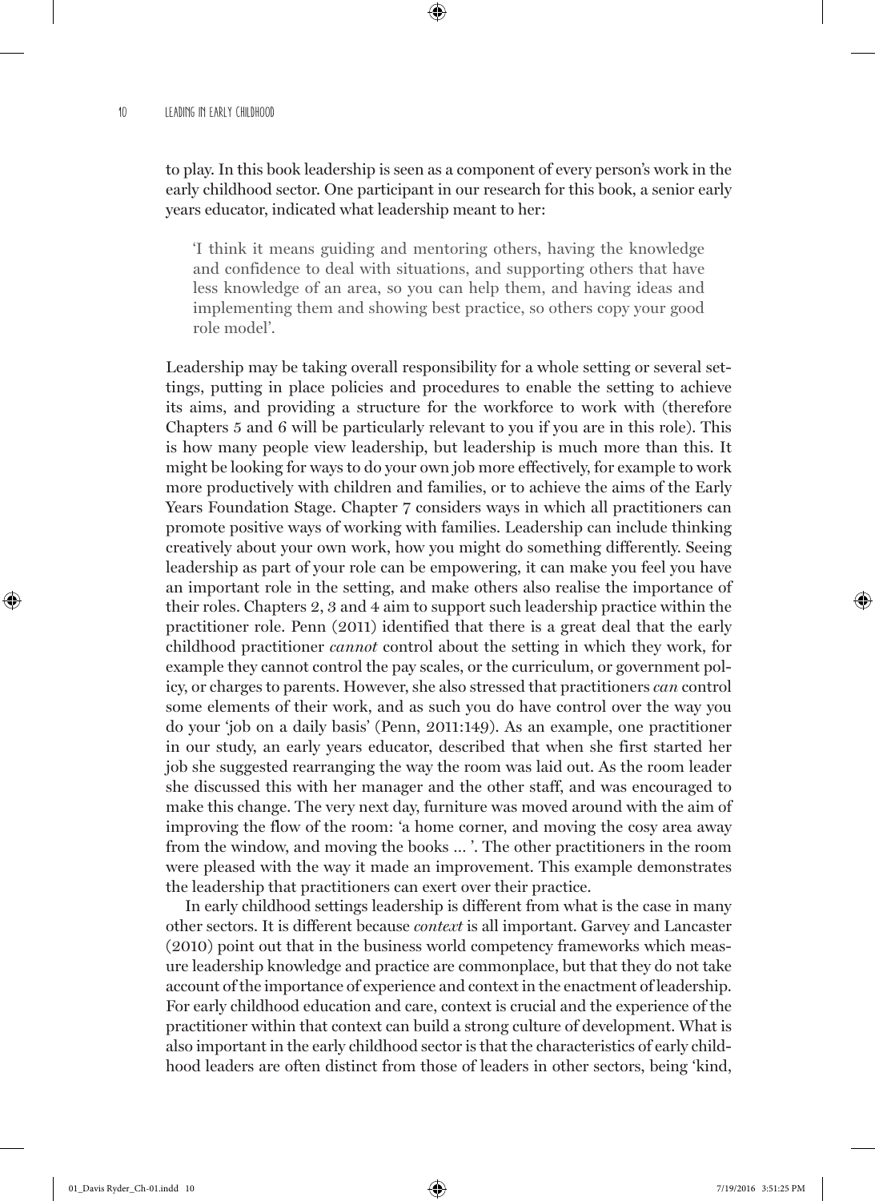to play. In this book leadership is seen as a component of every person's work in the early childhood sector. One participant in our research for this book, a senior early years educator, indicated what leadership meant to her:

> 'I think it means guiding and mentoring others, having the knowledge and confidence to deal with situations, and supporting others that have less knowledge of an area, so you can help them, and having ideas and implementing them and showing best practice, so others copy your good role model'.

Leadership may be taking overall responsibility for a whole setting or several settings, putting in place policies and procedures to enable the setting to achieve its aims, and providing a structure for the workforce to work with (therefore Chapters 5 and 6 will be particularly relevant to you if you are in this role). This is how many people view leadership, but leadership is much more than this. It might be looking for ways to do your own job more effectively, for example to work more productively with children and families, or to achieve the aims of the Early Years Foundation Stage. Chapter 7 considers ways in which all practitioners can promote positive ways of working with families. Leadership can include thinking creatively about your own work, how you might do something differently. Seeing leadership as part of your role can be empowering, it can make you feel you have an important role in the setting, and make others also realise the importance of their roles. Chapters 2, 3 and 4 aim to support such leadership practice within the practitioner role. Penn (2011) identified that there is a great deal that the early childhood practitioner *cannot* control about the setting in which they work, for example they cannot control the pay scales, or the curriculum, or government policy, or charges to parents. However, she also stressed that practitioners *can* control some elements of their work, and as such you do have control over the way you do your 'job on a daily basis' (Penn, 2011:149). As an example, one practitioner in our study, an early years educator, described that when she first started her job she suggested rearranging the way the room was laid out. As the room leader she discussed this with her manager and the other staff, and was encouraged to make this change. The very next day, furniture was moved around with the aim of improving the flow of the room: 'a home corner, and moving the cosy area away from the window, and moving the books ... '. The other practitioners in the room were pleased with the way it made an improvement. This example demonstrates the leadership that practitioners can exert over their practice.

In early childhood settings leadership is different from what is the case in many other sectors. It is different because *context* is all important. Garvey and Lancaster (2010) point out that in the business world competency frameworks which measure leadership knowledge and practice are commonplace, but that they do not take account of the importance of experience and context in the enactment of leadership. For early childhood education and care, context is crucial and the experience of the practitioner within that context can build a strong culture of development. What is also important in the early childhood sector is that the characteristics of early childhood leaders are often distinct from those of leaders in other sectors, being 'kind,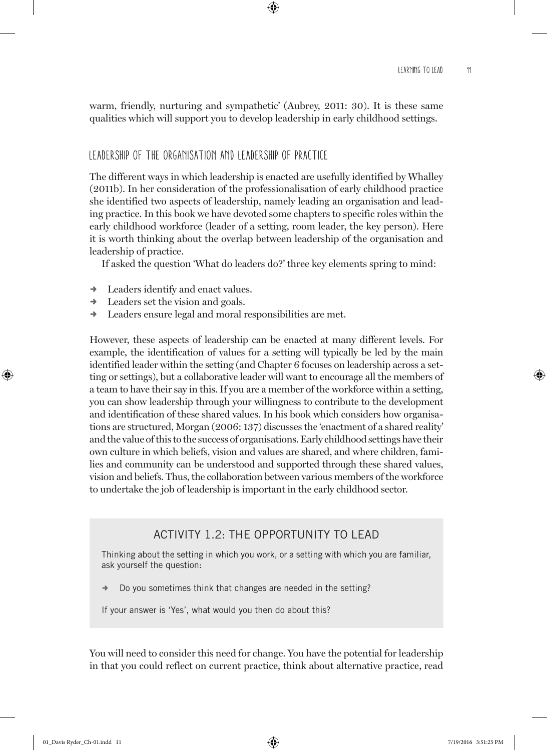warm, friendly, nurturing and sympathetic' (Aubrey, 2011: 30). It is these same qualities which will support you to develop leadership in early childhood settings.

## Leadership of the organisation and leadership of practice

The different ways in which leadership is enacted are usefully identified by Whalley (2011b). In her consideration of the professionalisation of early childhood practice she identified two aspects of leadership, namely leading an organisation and leading practice. In this book we have devoted some chapters to specific roles within the early childhood workforce (leader of a setting, room leader, the key person). Here it is worth thinking about the overlap between leadership of the organisation and leadership of practice.

If asked the question 'What do leaders do?' three key elements spring to mind:

- Leaders identify and enact values.
- Leaders set the vision and goals.
- Leaders ensure legal and moral responsibilities are met.

However, these aspects of leadership can be enacted at many different levels. For example, the identification of values for a setting will typically be led by the main identified leader within the setting (and Chapter 6 focuses on leadership across a setting or settings), but a collaborative leader will want to encourage all the members of a team to have their say in this. If you are a member of the workforce within a setting, you can show leadership through your willingness to contribute to the development and identification of these shared values. In his book which considers how organisations are structured, Morgan (2006: 137) discusses the 'enactment of a shared reality' and the value of this to the success of organisations. Early childhood settings have their own culture in which beliefs, vision and values are shared, and where children, families and community can be understood and supported through these shared values, vision and beliefs. Thus, the collaboration between various members of the workforce to undertake the job of leadership is important in the early childhood sector.

### ACTIVITY 1.2: THE OPPORTUNITY TO LEAD

Thinking about the setting in which you work, or a setting with which you are familiar, ask yourself the question:

- Do you sometimes think that changes are needed in the setting?

If your answer is 'Yes', what would you then do about this?

You will need to consider this need for change. You have the potential for leadership in that you could reflect on current practice, think about alternative practice, read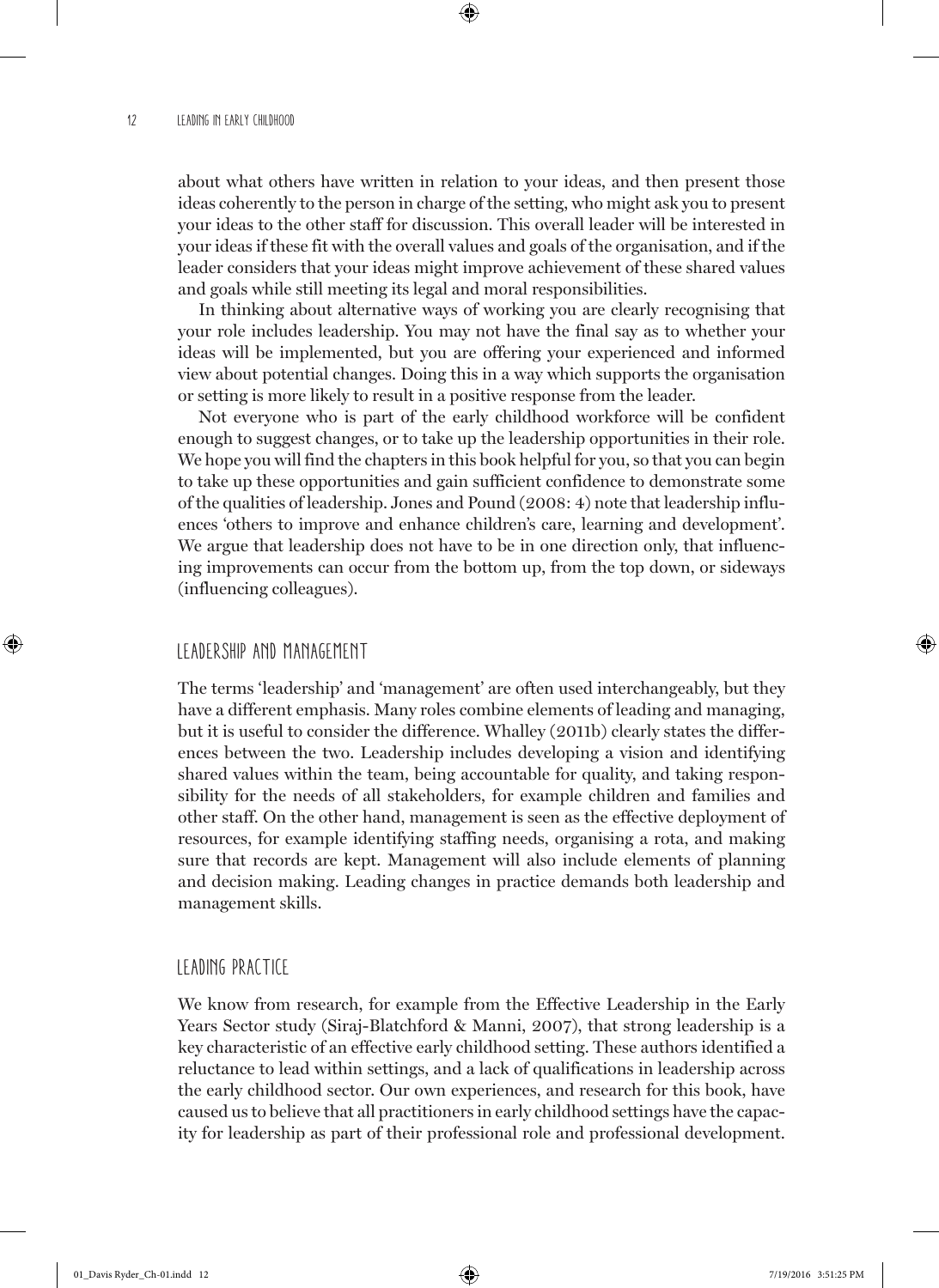about what others have written in relation to your ideas, and then present those ideas coherently to the person in charge of the setting, who might ask you to present your ideas to the other staff for discussion. This overall leader will be interested in your ideas if these fit with the overall values and goals of the organisation, and if the leader considers that your ideas might improve achievement of these shared values and goals while still meeting its legal and moral responsibilities.

In thinking about alternative ways of working you are clearly recognising that your role includes leadership. You may not have the final say as to whether your ideas will be implemented, but you are offering your experienced and informed view about potential changes. Doing this in a way which supports the organisation or setting is more likely to result in a positive response from the leader.

Not everyone who is part of the early childhood workforce will be confident enough to suggest changes, or to take up the leadership opportunities in their role. We hope you will find the chapters in this book helpful for you, so that you can begin to take up these opportunities and gain sufficient confidence to demonstrate some of the qualities of leadership. Jones and Pound (2008: 4) note that leadership influences 'others to improve and enhance children's care, learning and development'. We argue that leadership does not have to be in one direction only, that influencing improvements can occur from the bottom up, from the top down, or sideways (influencing colleagues).

## Leadership and management

The terms 'leadership' and 'management' are often used interchangeably, but they have a different emphasis. Many roles combine elements of leading and managing, but it is useful to consider the difference. Whalley (2011b) clearly states the differences between the two. Leadership includes developing a vision and identifying shared values within the team, being accountable for quality, and taking responsibility for the needs of all stakeholders, for example children and families and other staff. On the other hand, management is seen as the effective deployment of resources, for example identifying staffing needs, organising a rota, and making sure that records are kept. Management will also include elements of planning and decision making. Leading changes in practice demands both leadership and management skills.

## Leading practice

We know from research, for example from the Effective Leadership in the Early Years Sector study (Siraj-Blatchford & Manni, 2007), that strong leadership is a key characteristic of an effective early childhood setting. These authors identified a reluctance to lead within settings, and a lack of qualifications in leadership across the early childhood sector. Our own experiences, and research for this book, have caused us to believe that all practitioners in early childhood settings have the capacity for leadership as part of their professional role and professional development.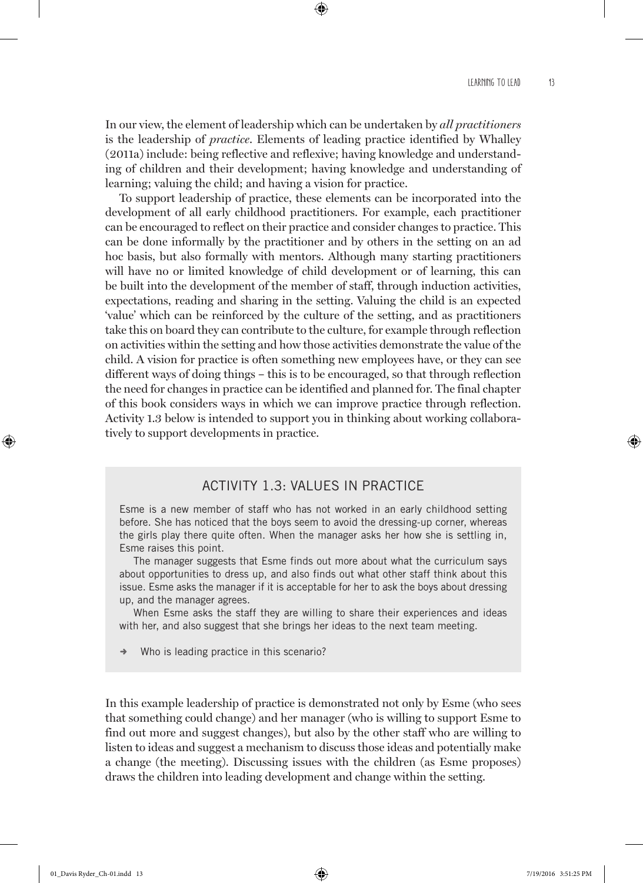In our view, the element of leadership which can be undertaken by *all practitioners* is the leadership of *practice*. Elements of leading practice identified by Whalley (2011a) include: being reflective and reflexive; having knowledge and understanding of children and their development; having knowledge and understanding of learning; valuing the child; and having a vision for practice.

To support leadership of practice, these elements can be incorporated into the development of all early childhood practitioners. For example, each practitioner can be encouraged to reflect on their practice and consider changes to practice. This can be done informally by the practitioner and by others in the setting on an ad hoc basis, but also formally with mentors. Although many starting practitioners will have no or limited knowledge of child development or of learning, this can be built into the development of the member of staff, through induction activities, expectations, reading and sharing in the setting. Valuing the child is an expected 'value' which can be reinforced by the culture of the setting, and as practitioners take this on board they can contribute to the culture, for example through reflection on activities within the setting and how those activities demonstrate the value of the child. A vision for practice is often something new employees have, or they can see different ways of doing things – this is to be encouraged, so that through reflection the need for changes in practice can be identified and planned for. The final chapter of this book considers ways in which we can improve practice through reflection. Activity 1.3 below is intended to support you in thinking about working collaboratively to support developments in practice.

## ACTIVITY 1.3: VALUES IN PRACTICE

Esme is a new member of staff who has not worked in an early childhood setting before. She has noticed that the boys seem to avoid the dressing-up corner, whereas the girls play there quite often. When the manager asks her how she is settling in, Esme raises this point.

The manager suggests that Esme finds out more about what the curriculum says about opportunities to dress up, and also finds out what other staff think about this issue. Esme asks the manager if it is acceptable for her to ask the boys about dressing up, and the manager agrees.

When Esme asks the staff they are willing to share their experiences and ideas with her, and also suggest that she brings her ideas to the next team meeting.

→ Who is leading practice in this scenario?

In this example leadership of practice is demonstrated not only by Esme (who sees that something could change) and her manager (who is willing to support Esme to find out more and suggest changes), but also by the other staff who are willing to listen to ideas and suggest a mechanism to discuss those ideas and potentially make a change (the meeting). Discussing issues with the children (as Esme proposes) draws the children into leading development and change within the setting.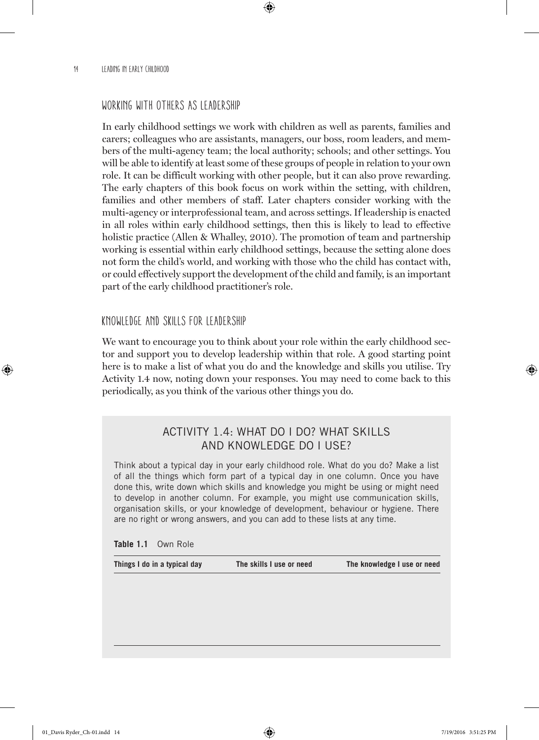## WORKING WITH OTHERS AS LEADERSHIP

In early childhood settings we work with children as well as parents, families and carers; colleagues who are assistants, managers, our boss, room leaders, and members of the multi-agency team; the local authority; schools; and other settings. You will be able to identify at least some of these groups of people in relation to your own role. It can be difficult working with other people, but it can also prove rewarding. The early chapters of this book focus on work within the setting, with children, families and other members of staff. Later chapters consider working with the multi-agency or interprofessional team, and across settings. If leadership is enacted in all roles within early childhood settings, then this is likely to lead to effective holistic practice (Allen & Whalley, 2010). The promotion of team and partnership working is essential within early childhood settings, because the setting alone does not form the child's world, and working with those who the child has contact with, or could effectively support the development of the child and family, is an important part of the early childhood practitioner's role.

## KNOWLEDGE AND SKILLS FOR LEADERSHIP

We want to encourage you to think about your role within the early childhood sector and support you to develop leadership within that role. A good starting point here is to make a list of what you do and the knowledge and skills you utilise. Try Activity 1.4 now, noting down your responses. You may need to come back to this periodically, as you think of the various other things you do.

### ACTIVITY 1.4: WHAT DO I DO? WHAT SKILLS AND KNOWLEDGE DO I USE?

Think about a typical day in your early childhood role. What do you do? Make a list of all the things which form part of a typical day in one column. Once you have done this, write down which skills and knowledge you might be using or might need to develop in another column. For example, you might use communication skills, organisation skills, or your knowledge of development, behaviour or hygiene. There are no right or wrong answers, and you can add to these lists at any time.

**Table 1.1** Own Role

| Things I do in a typical day | The skills I use or need | The knowledge I use or need |
| --- | --- | --- |
| | | |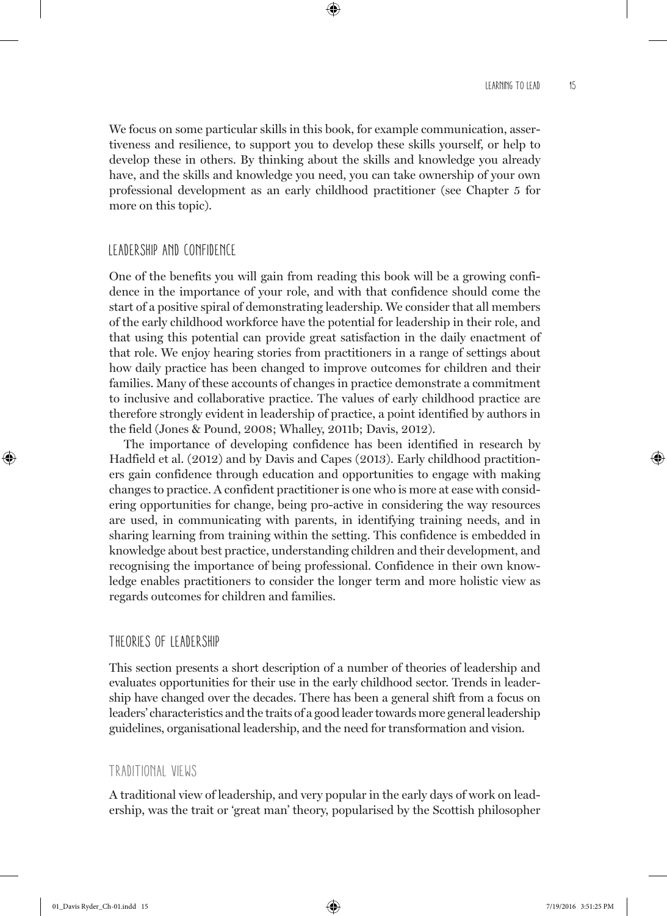We focus on some particular skills in this book, for example communication, assertiveness and resilience, to support you to develop these skills yourself, or help to develop these in others. By thinking about the skills and knowledge you already have, and the skills and knowledge you need, you can take ownership of your own professional development as an early childhood practitioner (see Chapter 5 for more on this topic).

## Leadership and confidence

One of the benefits you will gain from reading this book will be a growing confidence in the importance of your role, and with that confidence should come the start of a positive spiral of demonstrating leadership. We consider that all members of the early childhood workforce have the potential for leadership in their role, and that using this potential can provide great satisfaction in the daily enactment of that role. We enjoy hearing stories from practitioners in a range of settings about how daily practice has been changed to improve outcomes for children and their families. Many of these accounts of changes in practice demonstrate a commitment to inclusive and collaborative practice. The values of early childhood practice are therefore strongly evident in leadership of practice, a point identified by authors in the field (Jones & Pound, 2008; Whalley, 2011b; Davis, 2012).

The importance of developing confidence has been identified in research by Hadfield et al. (2012) and by Davis and Capes (2013). Early childhood practitioners gain confidence through education and opportunities to engage with making changes to practice. A confident practitioner is one who is more at ease with considering opportunities for change, being pro-active in considering the way resources are used, in communicating with parents, in identifying training needs, and in sharing learning from training within the setting. This confidence is embedded in knowledge about best practice, understanding children and their development, and recognising the importance of being professional. Confidence in their own knowledge enables practitioners to consider the longer term and more holistic view as regards outcomes for children and families.

## Theories of leadership

This section presents a short description of a number of theories of leadership and evaluates opportunities for their use in the early childhood sector. Trends in leadership have changed over the decades. There has been a general shift from a focus on leaders' characteristics and the traits of a good leader towards more general leadership guidelines, organisational leadership, and the need for transformation and vision.

### Traditional views

A traditional view of leadership, and very popular in the early days of work on leadership, was the trait or 'great man' theory, popularised by the Scottish philosopher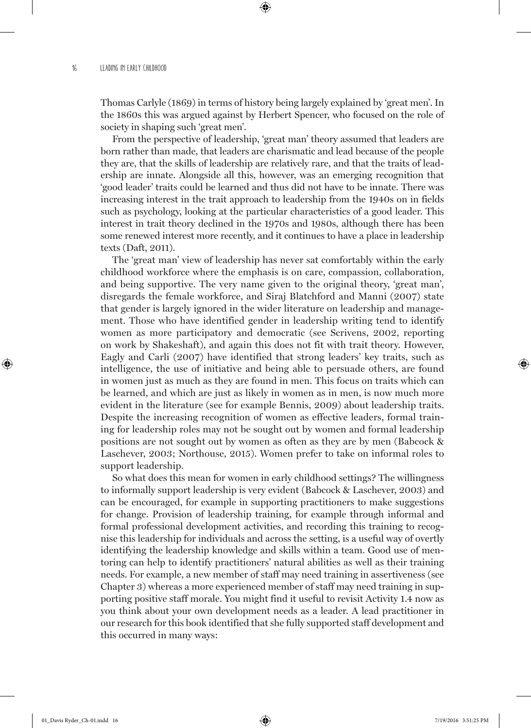Thomas Carlyle (1869) in terms of history being largely explained by 'great men'. In the 1860s this was argued against by Herbert Spencer, who focused on the role of society in shaping such 'great men'.

From the perspective of leadership, 'great man' theory assumed that leaders are born rather than made, that leaders are charismatic and lead because of the people they are, that the skills of leadership are relatively rare, and that the traits of leadership are innate. Alongside all this, however, was an emerging recognition that 'good leader' traits could be learned and thus did not have to be innate. There was increasing interest in the trait approach to leadership from the 1940s on in fields such as psychology, looking at the particular characteristics of a good leader. This interest in trait theory declined in the 1970s and 1980s, although there has been some renewed interest more recently, and it continues to have a place in leadership texts (Daft, 2011).

The 'great man' view of leadership has never sat comfortably within the early childhood workforce where the emphasis is on care, compassion, collaboration, and being supportive. The very name given to the original theory, 'great man', disregards the female workforce, and Siraj Blatchford and Manni (2007) state that gender is largely ignored in the wider literature on leadership and management. Those who have identified gender in leadership writing tend to identify women as more participatory and democratic (see Scrivens, 2002, reporting on work by Shakeshaft), and again this does not fit with trait theory. However, Eagly and Carli (2007) have identified that strong leaders' key traits, such as intelligence, the use of initiative and being able to persuade others, are found in women just as much as they are found in men. This focus on traits which can be learned, and which are just as likely in women as in men, is now much more evident in the literature (see for example Bennis, 2009) about leadership traits. Despite the increasing recognition of women as effective leaders, formal training for leadership roles may not be sought out by women and formal leadership positions are not sought out by women as often as they are by men (Babcock & Laschever, 2003; Northouse, 2015). Women prefer to take on informal roles to support leadership.

So what does this mean for women in early childhood settings? The willingness to informally support leadership is very evident (Babcock & Laschever, 2003) and can be encouraged, for example in supporting practitioners to make suggestions for change. Provision of leadership training, for example through informal and formal professional development activities, and recording this training to recognise this leadership for individuals and across the setting, is a useful way of overtly identifying the leadership knowledge and skills within a team. Good use of mentoring can help to identify practitioners' natural abilities as well as their training needs. For example, a new member of staff may need training in assertiveness (see Chapter 3) whereas a more experienced member of staff may need training in supporting positive staff morale. You might find it useful to revisit Activity 1.4 now as you think about your own development needs as a leader. A lead practitioner in our research for this book identified that she fully supported staff development and this occurred in many ways: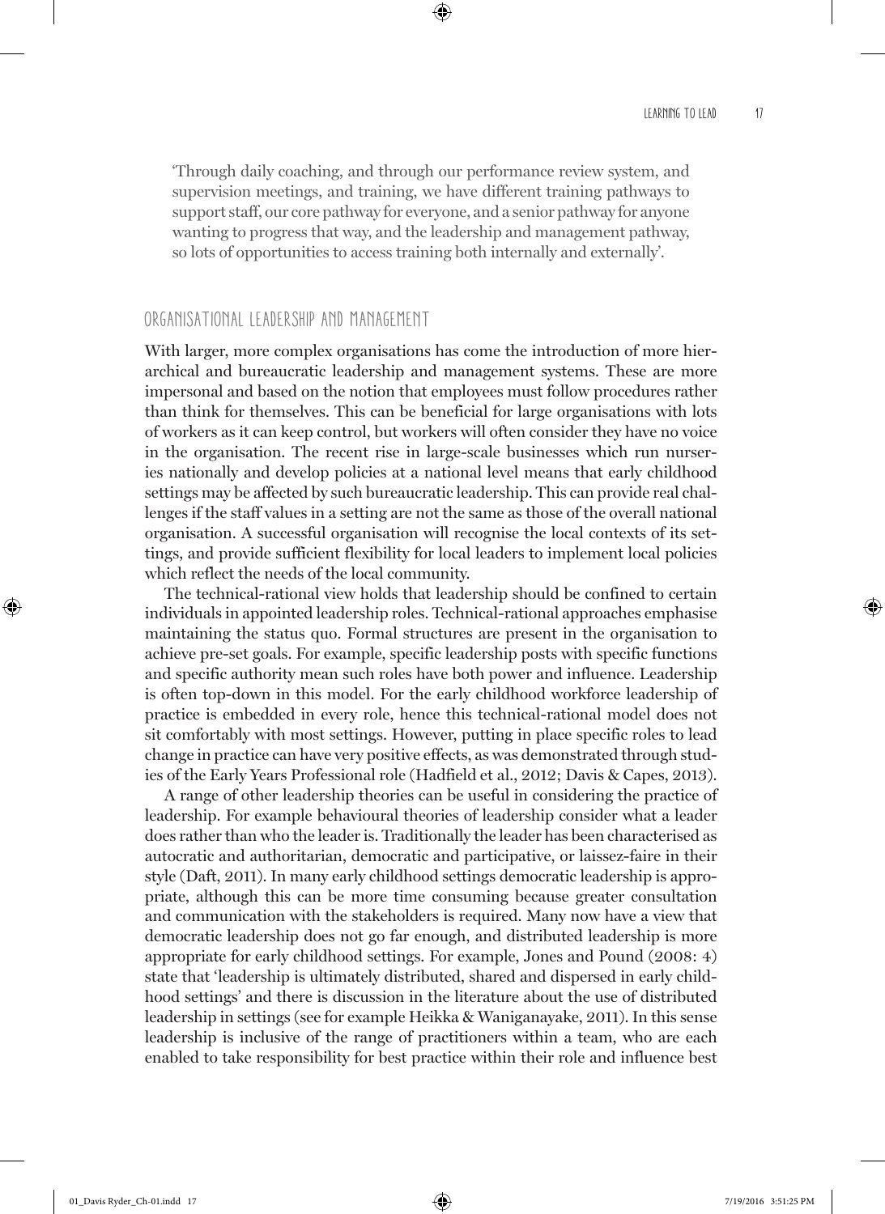'Through daily coaching, and through our performance review system, and supervision meetings, and training, we have different training pathways to support staff, our core pathway for everyone, and a senior pathway for anyone wanting to progress that way, and the leadership and management pathway, so lots of opportunities to access training both internally and externally'.

## Organisational leadership and management

With larger, more complex organisations has come the introduction of more hierarchical and bureaucratic leadership and management systems. These are more impersonal and based on the notion that employees must follow procedures rather than think for themselves. This can be beneficial for large organisations with lots of workers as it can keep control, but workers will often consider they have no voice in the organisation. The recent rise in large-scale businesses which run nurseries nationally and develop policies at a national level means that early childhood settings may be affected by such bureaucratic leadership. This can provide real challenges if the staff values in a setting are not the same as those of the overall national organisation. A successful organisation will recognise the local contexts of its settings, and provide sufficient flexibility for local leaders to implement local policies which reflect the needs of the local community.

The technical-rational view holds that leadership should be confined to certain individuals in appointed leadership roles. Technical-rational approaches emphasise maintaining the status quo. Formal structures are present in the organisation to achieve pre-set goals. For example, specific leadership posts with specific functions and specific authority mean such roles have both power and influence. Leadership is often top-down in this model. For the early childhood workforce leadership of practice is embedded in every role, hence this technical-rational model does not sit comfortably with most settings. However, putting in place specific roles to lead change in practice can have very positive effects, as was demonstrated through studies of the Early Years Professional role (Hadfield et al., 2012; Davis & Capes, 2013).

A range of other leadership theories can be useful in considering the practice of leadership. For example behavioural theories of leadership consider what a leader does rather than who the leader is. Traditionally the leader has been characterised as autocratic and authoritarian, democratic and participative, or laissez-faire in their style (Daft, 2011). In many early childhood settings democratic leadership is appropriate, although this can be more time consuming because greater consultation and communication with the stakeholders is required. Many now have a view that democratic leadership does not go far enough, and distributed leadership is more appropriate for early childhood settings. For example, Jones and Pound (2008: 4) state that 'leadership is ultimately distributed, shared and dispersed in early childhood settings' and there is discussion in the literature about the use of distributed leadership in settings (see for example Heikka & Waniganayake, 2011). In this sense leadership is inclusive of the range of practitioners within a team, who are each enabled to take responsibility for best practice within their role and influence best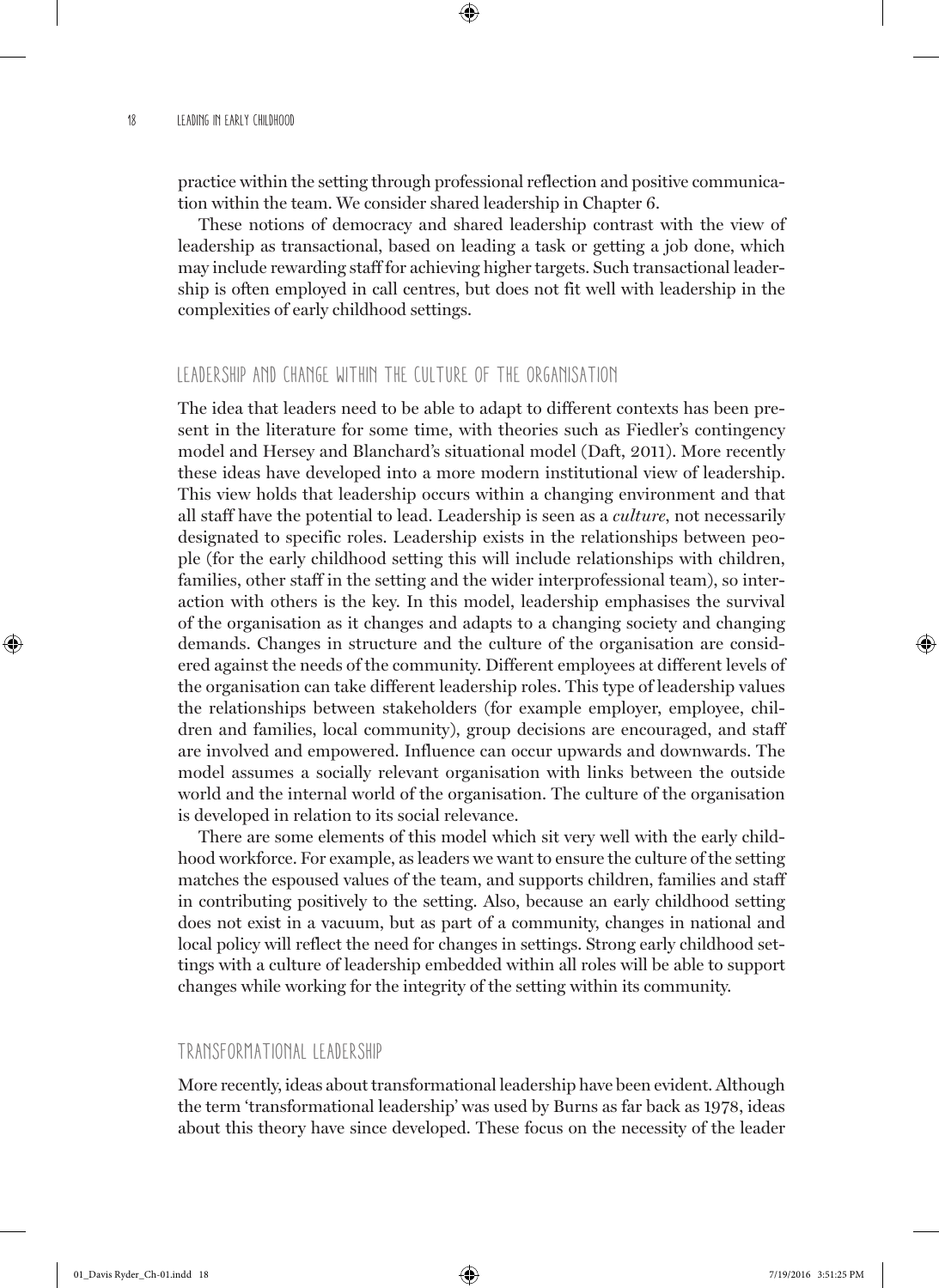practice within the setting through professional reflection and positive communication within the team. We consider shared leadership in Chapter 6.

These notions of democracy and shared leadership contrast with the view of leadership as transactional, based on leading a task or getting a job done, which may include rewarding staff for achieving higher targets. Such transactional leadership is often employed in call centres, but does not fit well with leadership in the complexities of early childhood settings.

## Leadership and change within the culture of the organisation

The idea that leaders need to be able to adapt to different contexts has been present in the literature for some time, with theories such as Fiedler's contingency model and Hersey and Blanchard's situational model (Daft, 2011). More recently these ideas have developed into a more modern institutional view of leadership. This view holds that leadership occurs within a changing environment and that all staff have the potential to lead. Leadership is seen as a *culture*, not necessarily designated to specific roles. Leadership exists in the relationships between people (for the early childhood setting this will include relationships with children, families, other staff in the setting and the wider interprofessional team), so interaction with others is the key. In this model, leadership emphasises the survival of the organisation as it changes and adapts to a changing society and changing demands. Changes in structure and the culture of the organisation are considered against the needs of the community. Different employees at different levels of the organisation can take different leadership roles. This type of leadership values the relationships between stakeholders (for example employer, employee, children and families, local community), group decisions are encouraged, and staff are involved and empowered. Influence can occur upwards and downwards. The model assumes a socially relevant organisation with links between the outside world and the internal world of the organisation. The culture of the organisation is developed in relation to its social relevance.

There are some elements of this model which sit very well with the early childhood workforce. For example, as leaders we want to ensure the culture of the setting matches the espoused values of the team, and supports children, families and staff in contributing positively to the setting. Also, because an early childhood setting does not exist in a vacuum, but as part of a community, changes in national and local policy will reflect the need for changes in settings. Strong early childhood settings with a culture of leadership embedded within all roles will be able to support changes while working for the integrity of the setting within its community.

## Transformational leadership

More recently, ideas about transformational leadership have been evident. Although the term 'transformational leadership' was used by Burns as far back as 1978, ideas about this theory have since developed. These focus on the necessity of the leader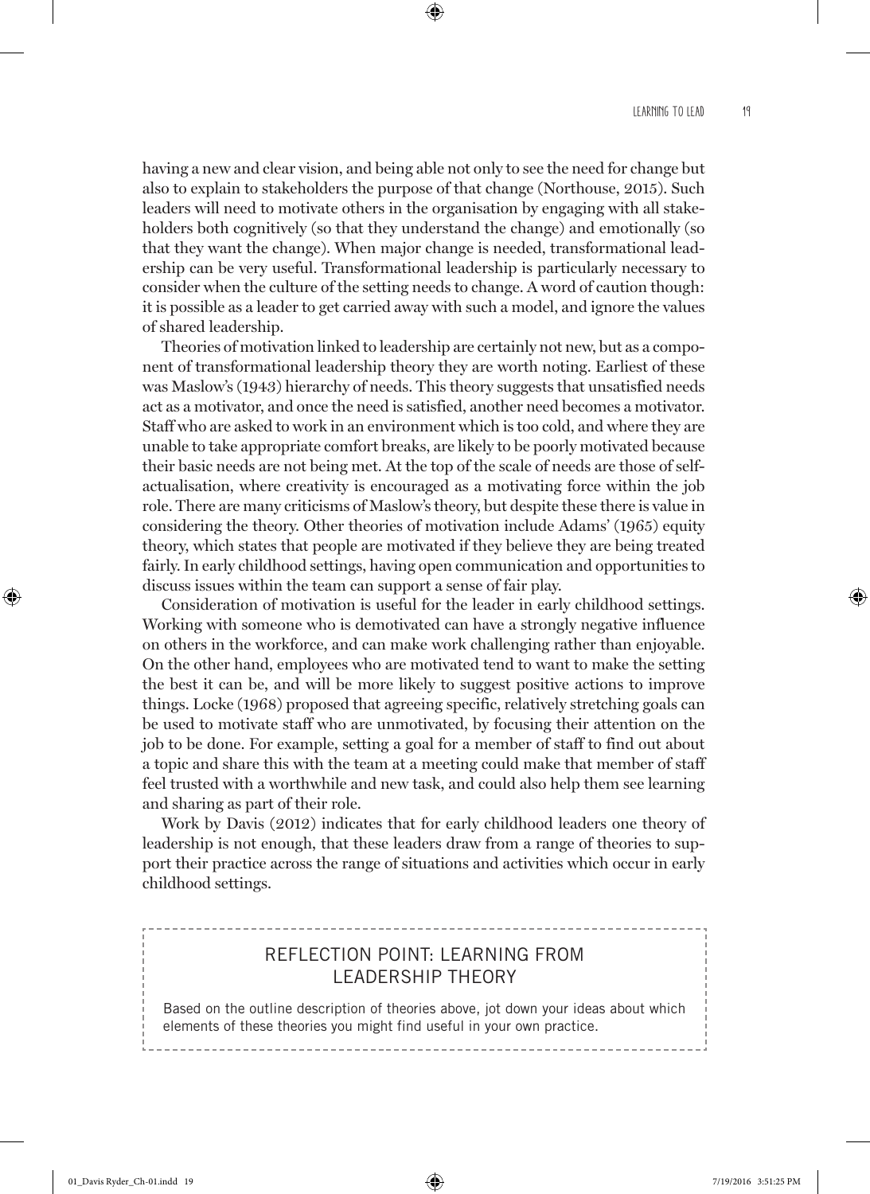having a new and clear vision, and being able not only to see the need for change but also to explain to stakeholders the purpose of that change (Northouse, 2015). Such leaders will need to motivate others in the organisation by engaging with all stakeholders both cognitively (so that they understand the change) and emotionally (so that they want the change). When major change is needed, transformational leadership can be very useful. Transformational leadership is particularly necessary to consider when the culture of the setting needs to change. A word of caution though: it is possible as a leader to get carried away with such a model, and ignore the values of shared leadership.

Theories of motivation linked to leadership are certainly not new, but as a component of transformational leadership theory they are worth noting. Earliest of these was Maslow's (1943) hierarchy of needs. This theory suggests that unsatisfied needs act as a motivator, and once the need is satisfied, another need becomes a motivator. Staff who are asked to work in an environment which is too cold, and where they are unable to take appropriate comfort breaks, are likely to be poorly motivated because their basic needs are not being met. At the top of the scale of needs are those of self-actualisation, where creativity is encouraged as a motivating force within the job role. There are many criticisms of Maslow's theory, but despite these there is value in considering the theory. Other theories of motivation include Adams' (1965) equity theory, which states that people are motivated if they believe they are being treated fairly. In early childhood settings, having open communication and opportunities to discuss issues within the team can support a sense of fair play.

Consideration of motivation is useful for the leader in early childhood settings. Working with someone who is demotivated can have a strongly negative influence on others in the workforce, and can make work challenging rather than enjoyable. On the other hand, employees who are motivated tend to want to make the setting the best it can be, and will be more likely to suggest positive actions to improve things. Locke (1968) proposed that agreeing specific, relatively stretching goals can be used to motivate staff who are unmotivated, by focusing their attention on the job to be done. For example, setting a goal for a member of staff to find out about a topic and share this with the team at a meeting could make that member of staff feel trusted with a worthwhile and new task, and could also help them see learning and sharing as part of their role.

Work by Davis (2012) indicates that for early childhood leaders one theory of leadership is not enough, that these leaders draw from a range of theories to support their practice across the range of situations and activities which occur in early childhood settings.

### REFLECTION POINT: LEARNING FROM LEADERSHIP THEORY

Based on the outline description of theories above, jot down your ideas about which elements of these theories you might find useful in your own practice.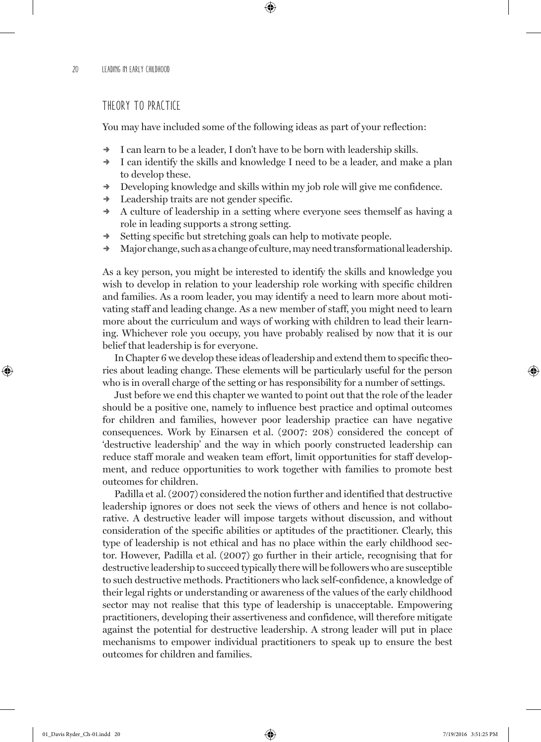## THEORY TO PRACTICE

You may have included some of the following ideas as part of your reflection:

- I can learn to be a leader, I don't have to be born with leadership skills.
- I can identify the skills and knowledge I need to be a leader, and make a plan to develop these.
- Developing knowledge and skills within my job role will give me confidence.
- Leadership traits are not gender specific.
- A culture of leadership in a setting where everyone sees themself as having a role in leading supports a strong setting.
- Setting specific but stretching goals can help to motivate people.
- Major change, such as a change of culture, may need transformational leadership.

As a key person, you might be interested to identify the skills and knowledge you wish to develop in relation to your leadership role working with specific children and families. As a room leader, you may identify a need to learn more about motivating staff and leading change. As a new member of staff, you might need to learn more about the curriculum and ways of working with children to lead their learning. Whichever role you occupy, you have probably realised by now that it is our belief that leadership is for everyone.

In Chapter 6 we develop these ideas of leadership and extend them to specific theories about leading change. These elements will be particularly useful for the person who is in overall charge of the setting or has responsibility for a number of settings.

Just before we end this chapter we wanted to point out that the role of the leader should be a positive one, namely to influence best practice and optimal outcomes for children and families, however poor leadership practice can have negative consequences. Work by Einarsen et al. (2007: 208) considered the concept of 'destructive leadership' and the way in which poorly constructed leadership can reduce staff morale and weaken team effort, limit opportunities for staff development, and reduce opportunities to work together with families to promote best outcomes for children.

Padilla et al. (2007) considered the notion further and identified that destructive leadership ignores or does not seek the views of others and hence is not collaborative. A destructive leader will impose targets without discussion, and without consideration of the specific abilities or aptitudes of the practitioner. Clearly, this type of leadership is not ethical and has no place within the early childhood sector. However, Padilla et al. (2007) go further in their article, recognising that for destructive leadership to succeed typically there will be followers who are susceptible to such destructive methods. Practitioners who lack self-confidence, a knowledge of their legal rights or understanding or awareness of the values of the early childhood sector may not realise that this type of leadership is unacceptable. Empowering practitioners, developing their assertiveness and confidence, will therefore mitigate against the potential for destructive leadership. A strong leader will put in place mechanisms to empower individual practitioners to speak up to ensure the best outcomes for children and families.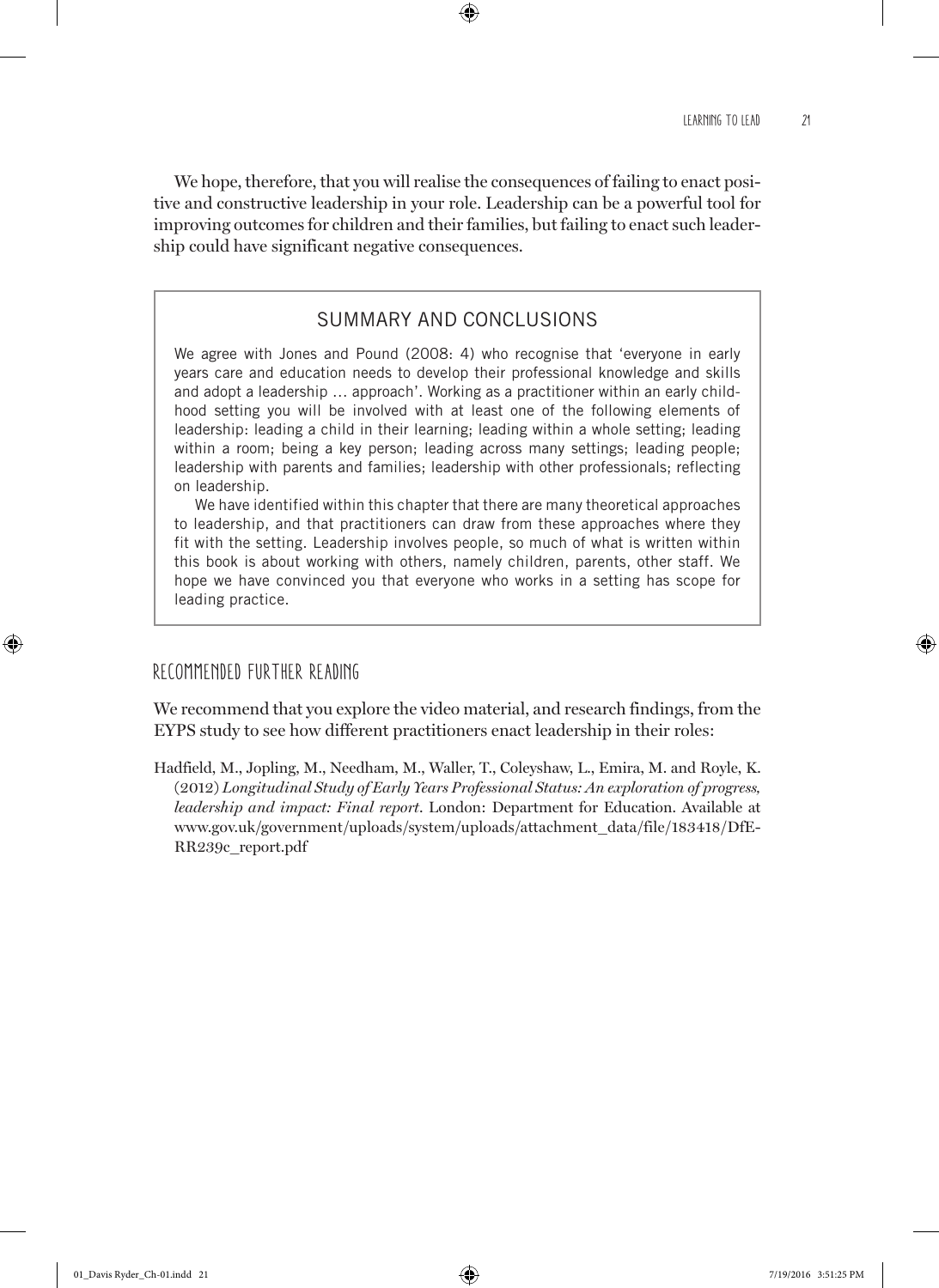We hope, therefore, that you will realise the consequences of failing to enact positive and constructive leadership in your role. Leadership can be a powerful tool for improving outcomes for children and their families, but failing to enact such leadership could have significant negative consequences.

## SUMMARY AND CONCLUSIONS

We agree with Jones and Pound (2008: 4) who recognise that 'everyone in early years care and education needs to develop their professional knowledge and skills and adopt a leadership … approach'. Working as a practitioner within an early childhood setting you will be involved with at least one of the following elements of leadership: leading a child in their learning; leading within a whole setting; leading within a room; being a key person; leading across many settings; leading people; leadership with parents and families; leadership with other professionals; reflecting on leadership.

We have identified within this chapter that there are many theoretical approaches to leadership, and that practitioners can draw from these approaches where they fit with the setting. Leadership involves people, so much of what is written within this book is about working with others, namely children, parents, other staff. We hope we have convinced you that everyone who works in a setting has scope for leading practice.

## RECOMMENDED FURTHER READING

We recommend that you explore the video material, and research findings, from the EYPS study to see how different practitioners enact leadership in their roles:

Hadfield, M., Jopling, M., Needham, M., Waller, T., Coleyshaw, L., Emira, M. and Royle, K. (2012) *Longitudinal Study of Early Years Professional Status: An exploration of progress, leadership and impact: Final report*. London: Department for Education. Available at www.gov.uk/government/uploads/system/uploads/attachment_data/file/183418/DfE-RR239c_report.pdf